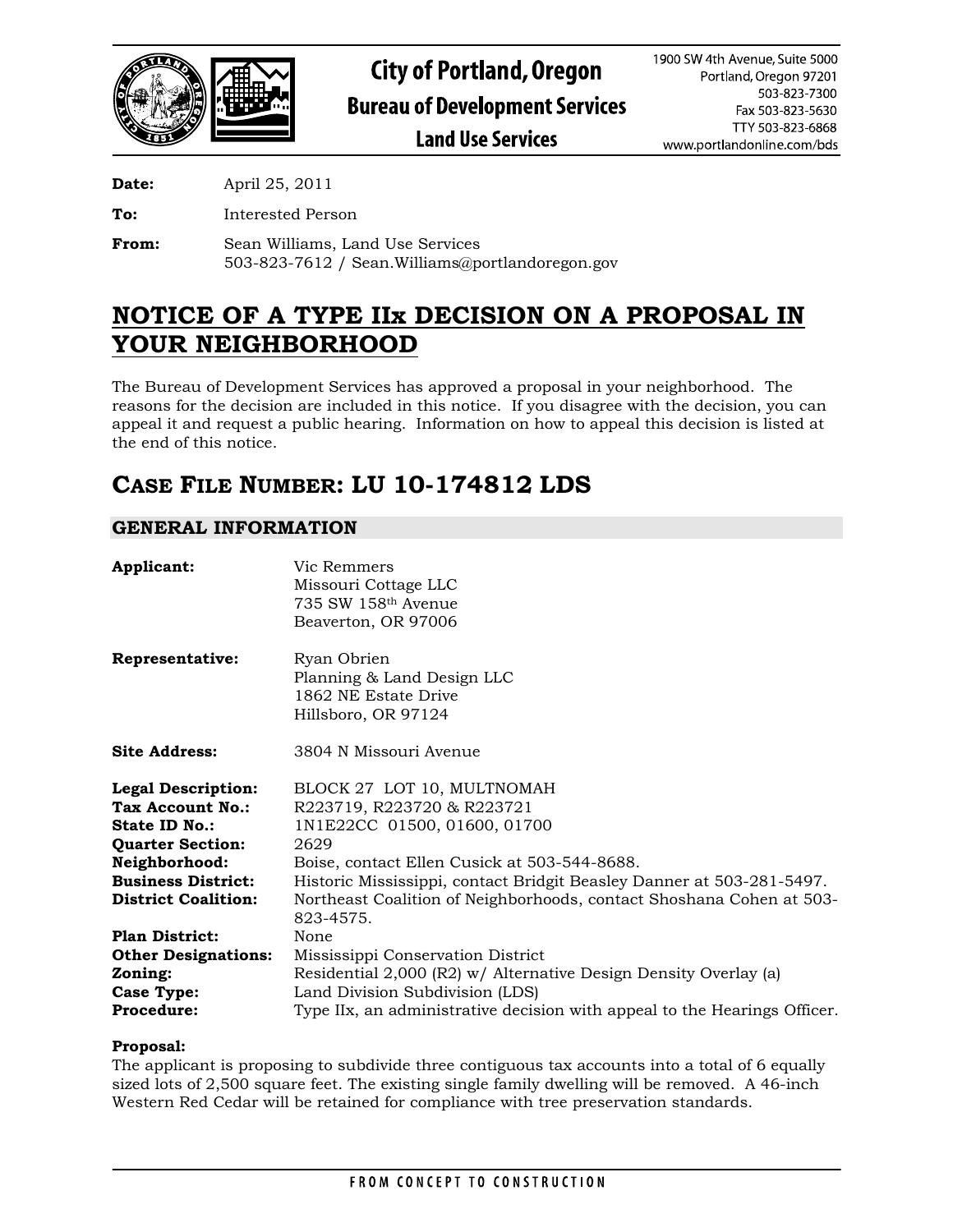# City of Portland, Oregon
## Bureau of Development Services
### Land Use Services

1900 SW 4th Avenue, Suite 5000
Portland, Oregon 97201
503-823-7300
Fax 503-823-5630
TTY 503-823-6868
www.portlandonline.com/bds

**Date:** April 25, 2011

**To:** Interested Person

**From:** Sean Williams, Land Use Services
503-823-7612 / Sean.Williams@portlandoregon.gov

# NOTICE OF A TYPE IIx DECISION ON A PROPOSAL IN YOUR NEIGHBORHOOD

The Bureau of Development Services has approved a proposal in your neighborhood. The reasons for the decision are included in this notice. If you disagree with the decision, you can appeal it and request a public hearing. Information on how to appeal this decision is listed at the end of this notice.

# CASE FILE NUMBER: LU 10-174812 LDS

## GENERAL INFORMATION

**Applicant:** Vic Remmers
Missouri Cottage LLC
735 SW 158th Avenue
Beaverton, OR 97006

**Representative:** Ryan Obrien
Planning & Land Design LLC
1862 NE Estate Drive
Hillsboro, OR 97124

**Site Address:** 3804 N Missouri Avenue

**Legal Description:** BLOCK 27 LOT 10, MULTNOMAH
**Tax Account No.:** R223719, R223720 & R223721
**State ID No.:** 1N1E22CC 01500, 01600, 01700
**Quarter Section:** 2629
**Neighborhood:** Boise, contact Ellen Cusick at 503-544-8688.
**Business District:** Historic Mississippi, contact Bridgit Beasley Danner at 503-281-5497.
**District Coalition:** Northeast Coalition of Neighborhoods, contact Shoshana Cohen at 503-823-4575.
**Plan District:** None
**Other Designations:** Mississippi Conservation District
**Zoning:** Residential 2,000 (R2) w/ Alternative Design Density Overlay (a)
**Case Type:** Land Division Subdivision (LDS)
**Procedure:** Type IIx, an administrative decision with appeal to the Hearings Officer.

**Proposal:**
The applicant is proposing to subdivide three contiguous tax accounts into a total of 6 equally sized lots of 2,500 square feet. The existing single family dwelling will be removed. A 46-inch Western Red Cedar will be retained for compliance with tree preservation standards.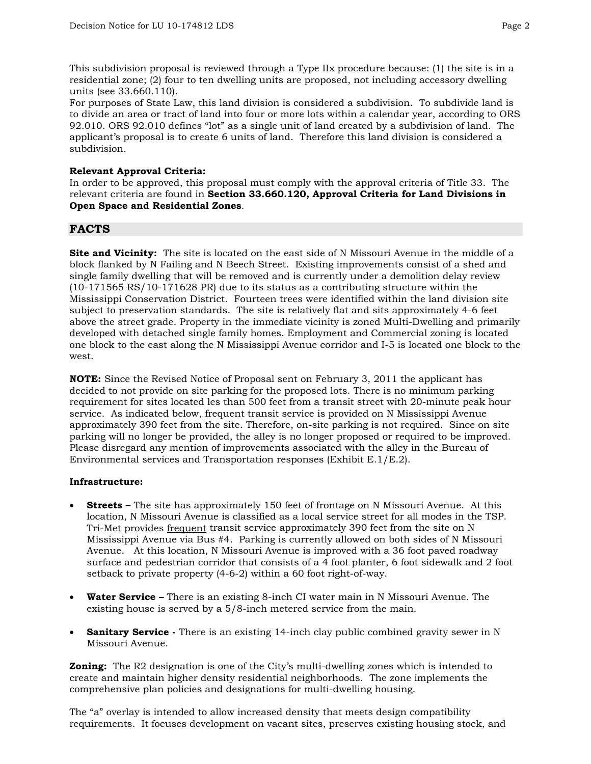This subdivision proposal is reviewed through a Type IIx procedure because: (1) the site is in a residential zone; (2) four to ten dwelling units are proposed, not including accessory dwelling units (see 33.660.110).
For purposes of State Law, this land division is considered a subdivision. To subdivide land is to divide an area or tract of land into four or more lots within a calendar year, according to ORS 92.010. ORS 92.010 defines "lot" as a single unit of land created by a subdivision of land. The applicant's proposal is to create 6 units of land. Therefore this land division is considered a subdivision.

**Relevant Approval Criteria:**
In order to be approved, this proposal must comply with the approval criteria of Title 33. The relevant criteria are found in **Section 33.660.120, Approval Criteria for Land Divisions in Open Space and Residential Zones**.

## FACTS

**Site and Vicinity:** The site is located on the east side of N Missouri Avenue in the middle of a block flanked by N Failing and N Beech Street. Existing improvements consist of a shed and single family dwelling that will be removed and is currently under a demolition delay review (10-171565 RS/10-171628 PR) due to its status as a contributing structure within the Mississippi Conservation District. Fourteen trees were identified within the land division site subject to preservation standards. The site is relatively flat and sits approximately 4-6 feet above the street grade. Property in the immediate vicinity is zoned Multi-Dwelling and primarily developed with detached single family homes. Employment and Commercial zoning is located one block to the east along the N Mississippi Avenue corridor and I-5 is located one block to the west.

**NOTE:** Since the Revised Notice of Proposal sent on February 3, 2011 the applicant has decided to not provide on site parking for the proposed lots. There is no minimum parking requirement for sites located les than 500 feet from a transit street with 20-minute peak hour service. As indicated below, frequent transit service is provided on N Mississippi Avenue approximately 390 feet from the site. Therefore, on-site parking is not required. Since on site parking will no longer be provided, the alley is no longer proposed or required to be improved. Please disregard any mention of improvements associated with the alley in the Bureau of Environmental services and Transportation responses (Exhibit E.1/E.2).

**Infrastructure:**

- **Streets –** The site has approximately 150 feet of frontage on N Missouri Avenue. At this location, N Missouri Avenue is classified as a local service street for all modes in the TSP. Tri-Met provides frequent transit service approximately 390 feet from the site on N Mississippi Avenue via Bus #4. Parking is currently allowed on both sides of N Missouri Avenue. At this location, N Missouri Avenue is improved with a 36 foot paved roadway surface and pedestrian corridor that consists of a 4 foot planter, 6 foot sidewalk and 2 foot setback to private property (4-6-2) within a 60 foot right-of-way.

- **Water Service –** There is an existing 8-inch CI water main in N Missouri Avenue. The existing house is served by a 5/8-inch metered service from the main.

- **Sanitary Service -** There is an existing 14-inch clay public combined gravity sewer in N Missouri Avenue.

**Zoning:** The R2 designation is one of the City's multi-dwelling zones which is intended to create and maintain higher density residential neighborhoods. The zone implements the comprehensive plan policies and designations for multi-dwelling housing.

The "a" overlay is intended to allow increased density that meets design compatibility requirements. It focuses development on vacant sites, preserves existing housing stock, and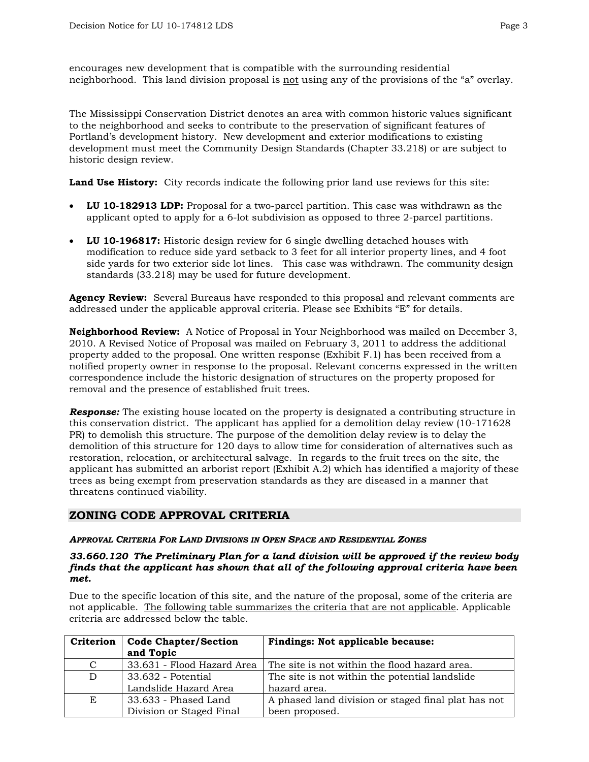encourages new development that is compatible with the surrounding residential neighborhood. This land division proposal is <u>not</u> using any of the provisions of the "a" overlay.

The Mississippi Conservation District denotes an area with common historic values significant to the neighborhood and seeks to contribute to the preservation of significant features of Portland's development history. New development and exterior modifications to existing development must meet the Community Design Standards (Chapter 33.218) or are subject to historic design review.

**Land Use History:** City records indicate the following prior land use reviews for this site:

- **LU 10-182913 LDP:** Proposal for a two-parcel partition. This case was withdrawn as the applicant opted to apply for a 6-lot subdivision as opposed to three 2-parcel partitions.
- **LU 10-196817:** Historic design review for 6 single dwelling detached houses with modification to reduce side yard setback to 3 feet for all interior property lines, and 4 foot side yards for two exterior side lot lines. This case was withdrawn. The community design standards (33.218) may be used for future development.

**Agency Review:** Several Bureaus have responded to this proposal and relevant comments are addressed under the applicable approval criteria. Please see Exhibits "E" for details.

**Neighborhood Review:** A Notice of Proposal in Your Neighborhood was mailed on December 3, 2010. A Revised Notice of Proposal was mailed on February 3, 2011 to address the additional property added to the proposal. One written response (Exhibit F.1) has been received from a notified property owner in response to the proposal. Relevant concerns expressed in the written correspondence include the historic designation of structures on the property proposed for removal and the presence of established fruit trees.

***Response:*** The existing house located on the property is designated a contributing structure in this conservation district. The applicant has applied for a demolition delay review (10-171628 PR) to demolish this structure. The purpose of the demolition delay review is to delay the demolition of this structure for 120 days to allow time for consideration of alternatives such as restoration, relocation, or architectural salvage. In regards to the fruit trees on the site, the applicant has submitted an arborist report (Exhibit A.2) which has identified a majority of these trees as being exempt from preservation standards as they are diseased in a manner that threatens continued viability.

## ZONING CODE APPROVAL CRITERIA

***APPROVAL CRITERIA FOR LAND DIVISIONS IN OPEN SPACE AND RESIDENTIAL ZONES***

***33.660.120 The Preliminary Plan for a land division will be approved if the review body finds that the applicant has shown that all of the following approval criteria have been met.***

Due to the specific location of this site, and the nature of the proposal, some of the criteria are not applicable. <u>The following table summarizes the criteria that are not applicable</u>. Applicable criteria are addressed below the table.

| Criterion | Code Chapter/Section and Topic | Findings: Not applicable because: |
|---|---|---|
| C | 33.631 - Flood Hazard Area | The site is not within the flood hazard area. |
| D | 33.632 - Potential Landslide Hazard Area | The site is not within the potential landslide hazard area. |
| E | 33.633 - Phased Land Division or Staged Final | A phased land division or staged final plat has not been proposed. |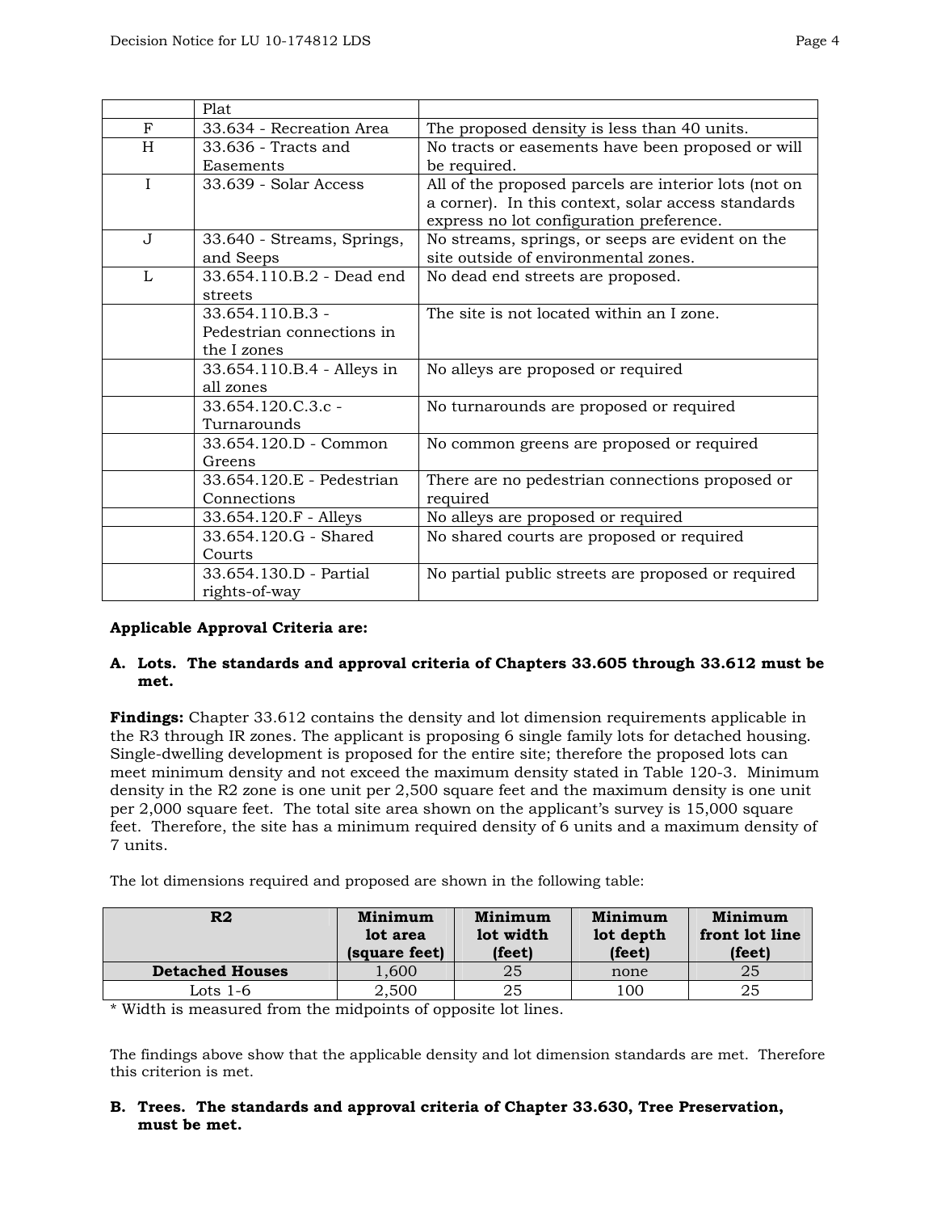| | Plat | |
|---|---|---|
| F | 33.634 - Recreation Area | The proposed density is less than 40 units. |
| H | 33.636 - Tracts and Easements | No tracts or easements have been proposed or will be required. |
| I | 33.639 - Solar Access | All of the proposed parcels are interior lots (not on a corner). In this context, solar access standards express no lot configuration preference. |
| J | 33.640 - Streams, Springs, and Seeps | No streams, springs, or seeps are evident on the site outside of environmental zones. |
| L | 33.654.110.B.2 - Dead end streets | No dead end streets are proposed. |
| | 33.654.110.B.3 - Pedestrian connections in the I zones | The site is not located within an I zone. |
| | 33.654.110.B.4 - Alleys in all zones | No alleys are proposed or required |
| | 33.654.120.C.3.c - Turnarounds | No turnarounds are proposed or required |
| | 33.654.120.D - Common Greens | No common greens are proposed or required |
| | 33.654.120.E - Pedestrian Connections | There are no pedestrian connections proposed or required |
| | 33.654.120.F - Alleys | No alleys are proposed or required |
| | 33.654.120.G - Shared Courts | No shared courts are proposed or required |
| | 33.654.130.D - Partial rights-of-way | No partial public streets are proposed or required |

**Applicable Approval Criteria are:**

**A. Lots. The standards and approval criteria of Chapters 33.605 through 33.612 must be met.**

**Findings:** Chapter 33.612 contains the density and lot dimension requirements applicable in the R3 through IR zones. The applicant is proposing 6 single family lots for detached housing. Single-dwelling development is proposed for the entire site; therefore the proposed lots can meet minimum density and not exceed the maximum density stated in Table 120-3. Minimum density in the R2 zone is one unit per 2,500 square feet and the maximum density is one unit per 2,000 square feet. The total site area shown on the applicant's survey is 15,000 square feet. Therefore, the site has a minimum required density of 6 units and a maximum density of 7 units.

The lot dimensions required and proposed are shown in the following table:

| R2 | Minimum lot area (square feet) | Minimum lot width (feet) | Minimum lot depth (feet) | Minimum front lot line (feet) |
|---|---|---|---|---|
| **Detached Houses** | 1,600 | 25 | none | 25 |
| Lots 1-6 | 2,500 | 25 | 100 | 25 |

* Width is measured from the midpoints of opposite lot lines.

The findings above show that the applicable density and lot dimension standards are met. Therefore this criterion is met.

**B. Trees. The standards and approval criteria of Chapter 33.630, Tree Preservation, must be met.**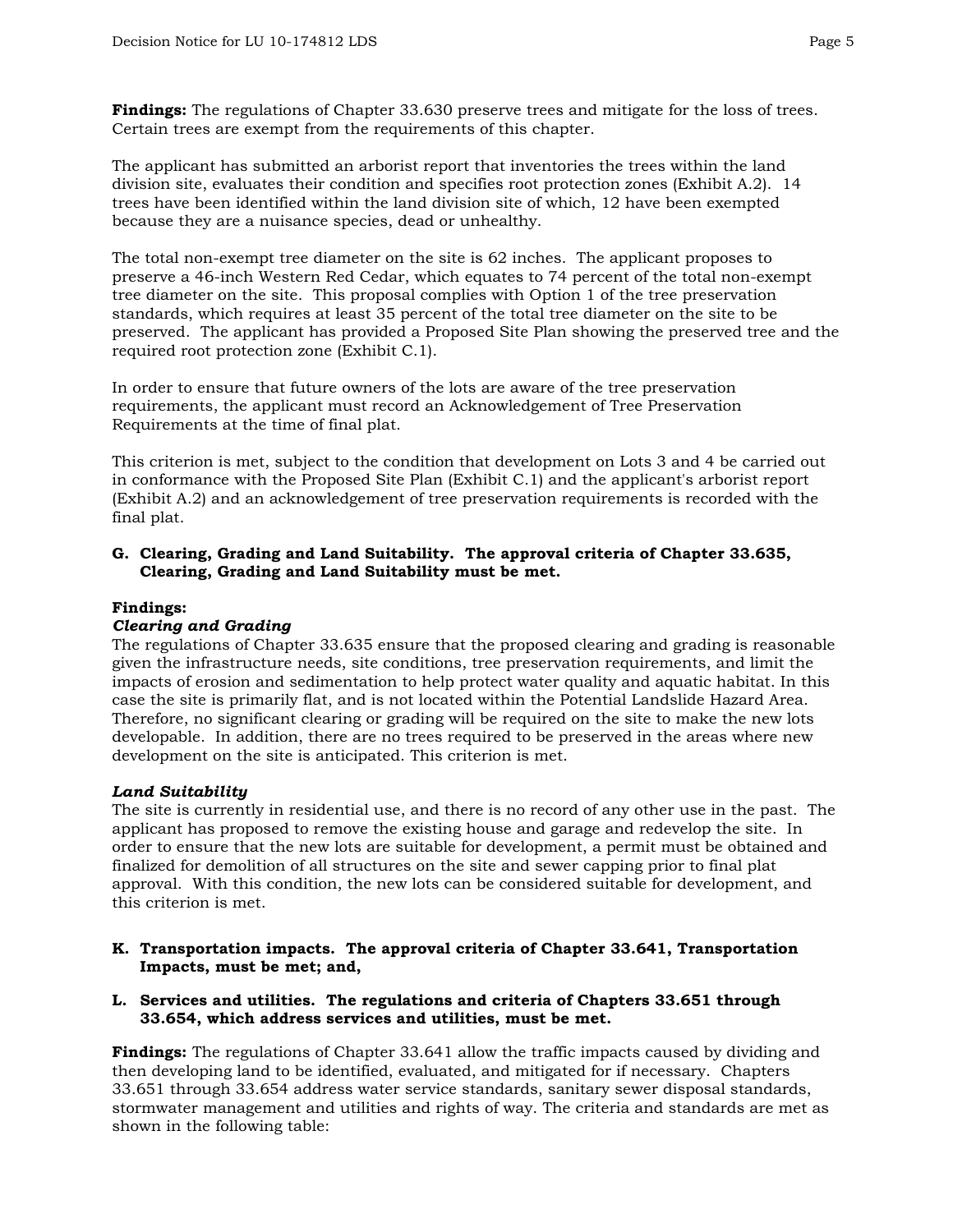**Findings:** The regulations of Chapter 33.630 preserve trees and mitigate for the loss of trees. Certain trees are exempt from the requirements of this chapter.

The applicant has submitted an arborist report that inventories the trees within the land division site, evaluates their condition and specifies root protection zones (Exhibit A.2). 14 trees have been identified within the land division site of which, 12 have been exempted because they are a nuisance species, dead or unhealthy.

The total non-exempt tree diameter on the site is 62 inches. The applicant proposes to preserve a 46-inch Western Red Cedar, which equates to 74 percent of the total non-exempt tree diameter on the site. This proposal complies with Option 1 of the tree preservation standards, which requires at least 35 percent of the total tree diameter on the site to be preserved. The applicant has provided a Proposed Site Plan showing the preserved tree and the required root protection zone (Exhibit C.1).

In order to ensure that future owners of the lots are aware of the tree preservation requirements, the applicant must record an Acknowledgement of Tree Preservation Requirements at the time of final plat.

This criterion is met, subject to the condition that development on Lots 3 and 4 be carried out in conformance with the Proposed Site Plan (Exhibit C.1) and the applicant's arborist report (Exhibit A.2) and an acknowledgement of tree preservation requirements is recorded with the final plat.

**G. Clearing, Grading and Land Suitability. The approval criteria of Chapter 33.635, Clearing, Grading and Land Suitability must be met.**

**Findings:**

***Clearing and Grading***

The regulations of Chapter 33.635 ensure that the proposed clearing and grading is reasonable given the infrastructure needs, site conditions, tree preservation requirements, and limit the impacts of erosion and sedimentation to help protect water quality and aquatic habitat. In this case the site is primarily flat, and is not located within the Potential Landslide Hazard Area. Therefore, no significant clearing or grading will be required on the site to make the new lots developable. In addition, there are no trees required to be preserved in the areas where new development on the site is anticipated. This criterion is met.

***Land Suitability***

The site is currently in residential use, and there is no record of any other use in the past. The applicant has proposed to remove the existing house and garage and redevelop the site. In order to ensure that the new lots are suitable for development, a permit must be obtained and finalized for demolition of all structures on the site and sewer capping prior to final plat approval. With this condition, the new lots can be considered suitable for development, and this criterion is met.

**K. Transportation impacts. The approval criteria of Chapter 33.641, Transportation Impacts, must be met; and,**

**L. Services and utilities. The regulations and criteria of Chapters 33.651 through 33.654, which address services and utilities, must be met.**

**Findings:** The regulations of Chapter 33.641 allow the traffic impacts caused by dividing and then developing land to be identified, evaluated, and mitigated for if necessary. Chapters 33.651 through 33.654 address water service standards, sanitary sewer disposal standards, stormwater management and utilities and rights of way. The criteria and standards are met as shown in the following table: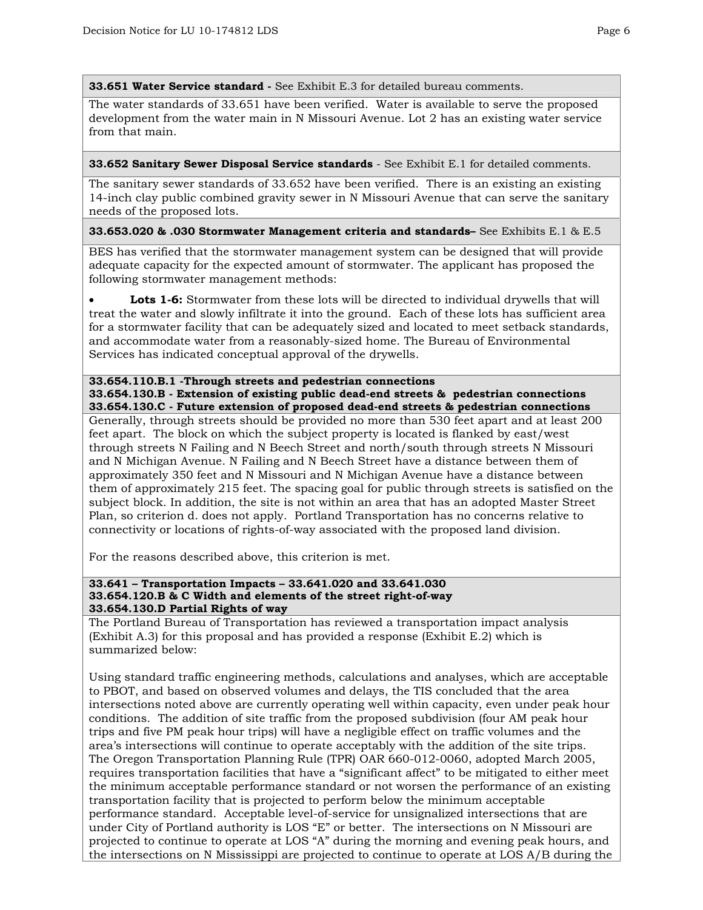**33.651 Water Service standard -** See Exhibit E.3 for detailed bureau comments.

The water standards of 33.651 have been verified. Water is available to serve the proposed development from the water main in N Missouri Avenue. Lot 2 has an existing water service from that main.

**33.652 Sanitary Sewer Disposal Service standards** - See Exhibit E.1 for detailed comments.

The sanitary sewer standards of 33.652 have been verified. There is an existing an existing 14-inch clay public combined gravity sewer in N Missouri Avenue that can serve the sanitary needs of the proposed lots.

**33.653.020 & .030 Stormwater Management criteria and standards–** See Exhibits E.1 & E.5

BES has verified that the stormwater management system can be designed that will provide adequate capacity for the expected amount of stormwater. The applicant has proposed the following stormwater management methods:

- **Lots 1-6:** Stormwater from these lots will be directed to individual drywells that will treat the water and slowly infiltrate it into the ground. Each of these lots has sufficient area for a stormwater facility that can be adequately sized and located to meet setback standards, and accommodate water from a reasonably-sized home. The Bureau of Environmental Services has indicated conceptual approval of the drywells.

**33.654.110.B.1 -Through streets and pedestrian connections**
**33.654.130.B - Extension of existing public dead-end streets & pedestrian connections**
**33.654.130.C - Future extension of proposed dead-end streets & pedestrian connections**

Generally, through streets should be provided no more than 530 feet apart and at least 200 feet apart. The block on which the subject property is located is flanked by east/west through streets N Failing and N Beech Street and north/south through streets N Missouri and N Michigan Avenue. N Failing and N Beech Street have a distance between them of approximately 350 feet and N Missouri and N Michigan Avenue have a distance between them of approximately 215 feet. The spacing goal for public through streets is satisfied on the subject block. In addition, the site is not within an area that has an adopted Master Street Plan, so criterion d. does not apply. Portland Transportation has no concerns relative to connectivity or locations of rights-of-way associated with the proposed land division.

For the reasons described above, this criterion is met.

**33.641 – Transportation Impacts – 33.641.020 and 33.641.030**
**33.654.120.B & C Width and elements of the street right-of-way**
**33.654.130.D Partial Rights of way**

The Portland Bureau of Transportation has reviewed a transportation impact analysis (Exhibit A.3) for this proposal and has provided a response (Exhibit E.2) which is summarized below:

Using standard traffic engineering methods, calculations and analyses, which are acceptable to PBOT, and based on observed volumes and delays, the TIS concluded that the area intersections noted above are currently operating well within capacity, even under peak hour conditions. The addition of site traffic from the proposed subdivision (four AM peak hour trips and five PM peak hour trips) will have a negligible effect on traffic volumes and the area's intersections will continue to operate acceptably with the addition of the site trips. The Oregon Transportation Planning Rule (TPR) OAR 660-012-0060, adopted March 2005, requires transportation facilities that have a "significant affect" to be mitigated to either meet the minimum acceptable performance standard or not worsen the performance of an existing transportation facility that is projected to perform below the minimum acceptable performance standard. Acceptable level-of-service for unsignalized intersections that are under City of Portland authority is LOS "E" or better. The intersections on N Missouri are projected to continue to operate at LOS "A" during the morning and evening peak hours, and the intersections on N Mississippi are projected to continue to operate at LOS A/B during the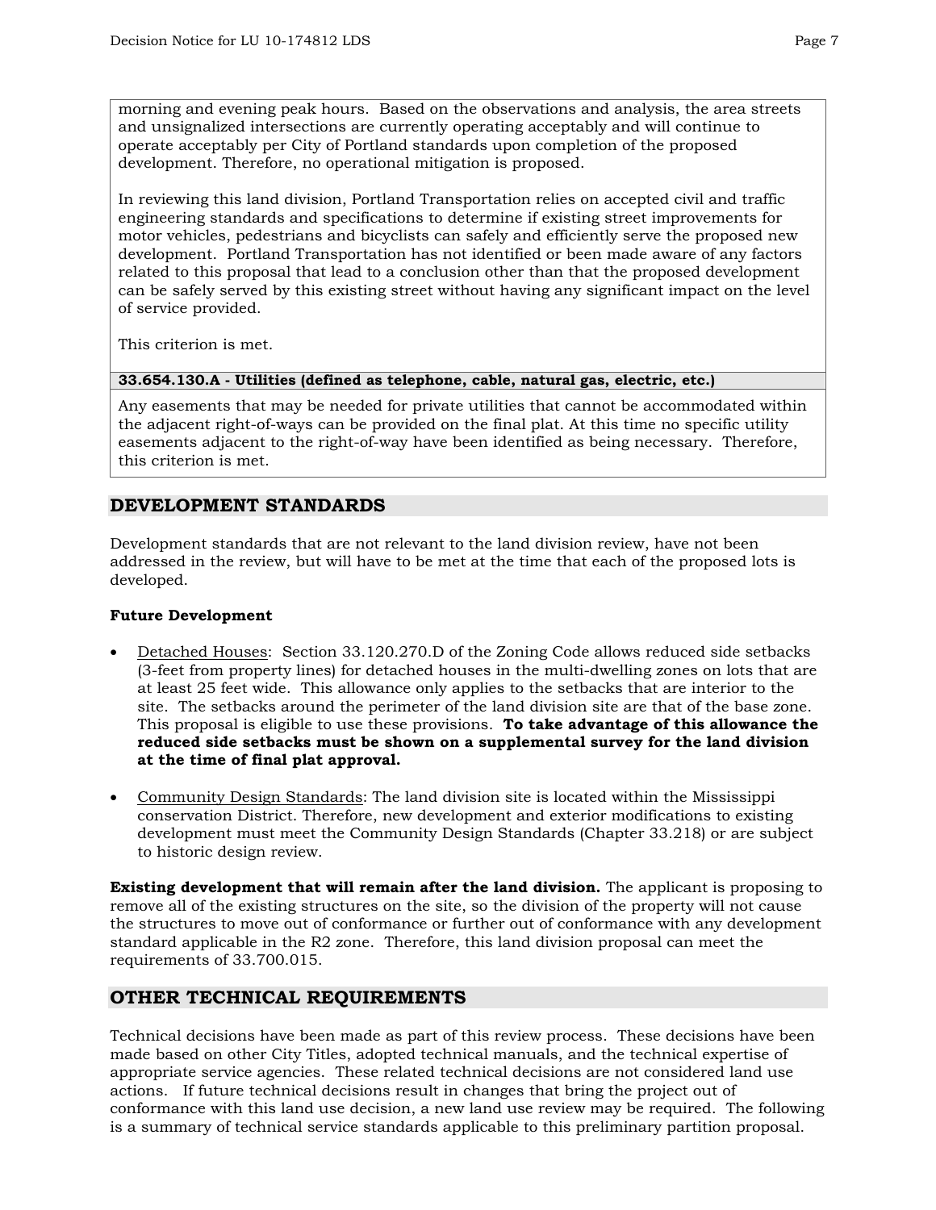morning and evening peak hours. Based on the observations and analysis, the area streets and unsignalized intersections are currently operating acceptably and will continue to operate acceptably per City of Portland standards upon completion of the proposed development. Therefore, no operational mitigation is proposed.

In reviewing this land division, Portland Transportation relies on accepted civil and traffic engineering standards and specifications to determine if existing street improvements for motor vehicles, pedestrians and bicyclists can safely and efficiently serve the proposed new development. Portland Transportation has not identified or been made aware of any factors related to this proposal that lead to a conclusion other than that the proposed development can be safely served by this existing street without having any significant impact on the level of service provided.

This criterion is met.

**33.654.130.A - Utilities (defined as telephone, cable, natural gas, electric, etc.)**

Any easements that may be needed for private utilities that cannot be accommodated within the adjacent right-of-ways can be provided on the final plat. At this time no specific utility easements adjacent to the right-of-way have been identified as being necessary. Therefore, this criterion is met.

## DEVELOPMENT STANDARDS

Development standards that are not relevant to the land division review, have not been addressed in the review, but will have to be met at the time that each of the proposed lots is developed.

**Future Development**

- Detached Houses: Section 33.120.270.D of the Zoning Code allows reduced side setbacks (3-feet from property lines) for detached houses in the multi-dwelling zones on lots that are at least 25 feet wide. This allowance only applies to the setbacks that are interior to the site. The setbacks around the perimeter of the land division site are that of the base zone. This proposal is eligible to use these provisions. **To take advantage of this allowance the reduced side setbacks must be shown on a supplemental survey for the land division at the time of final plat approval.**

- Community Design Standards: The land division site is located within the Mississippi conservation District. Therefore, new development and exterior modifications to existing development must meet the Community Design Standards (Chapter 33.218) or are subject to historic design review.

**Existing development that will remain after the land division.** The applicant is proposing to remove all of the existing structures on the site, so the division of the property will not cause the structures to move out of conformance or further out of conformance with any development standard applicable in the R2 zone. Therefore, this land division proposal can meet the requirements of 33.700.015.

## OTHER TECHNICAL REQUIREMENTS

Technical decisions have been made as part of this review process. These decisions have been made based on other City Titles, adopted technical manuals, and the technical expertise of appropriate service agencies. These related technical decisions are not considered land use actions. If future technical decisions result in changes that bring the project out of conformance with this land use decision, a new land use review may be required. The following is a summary of technical service standards applicable to this preliminary partition proposal.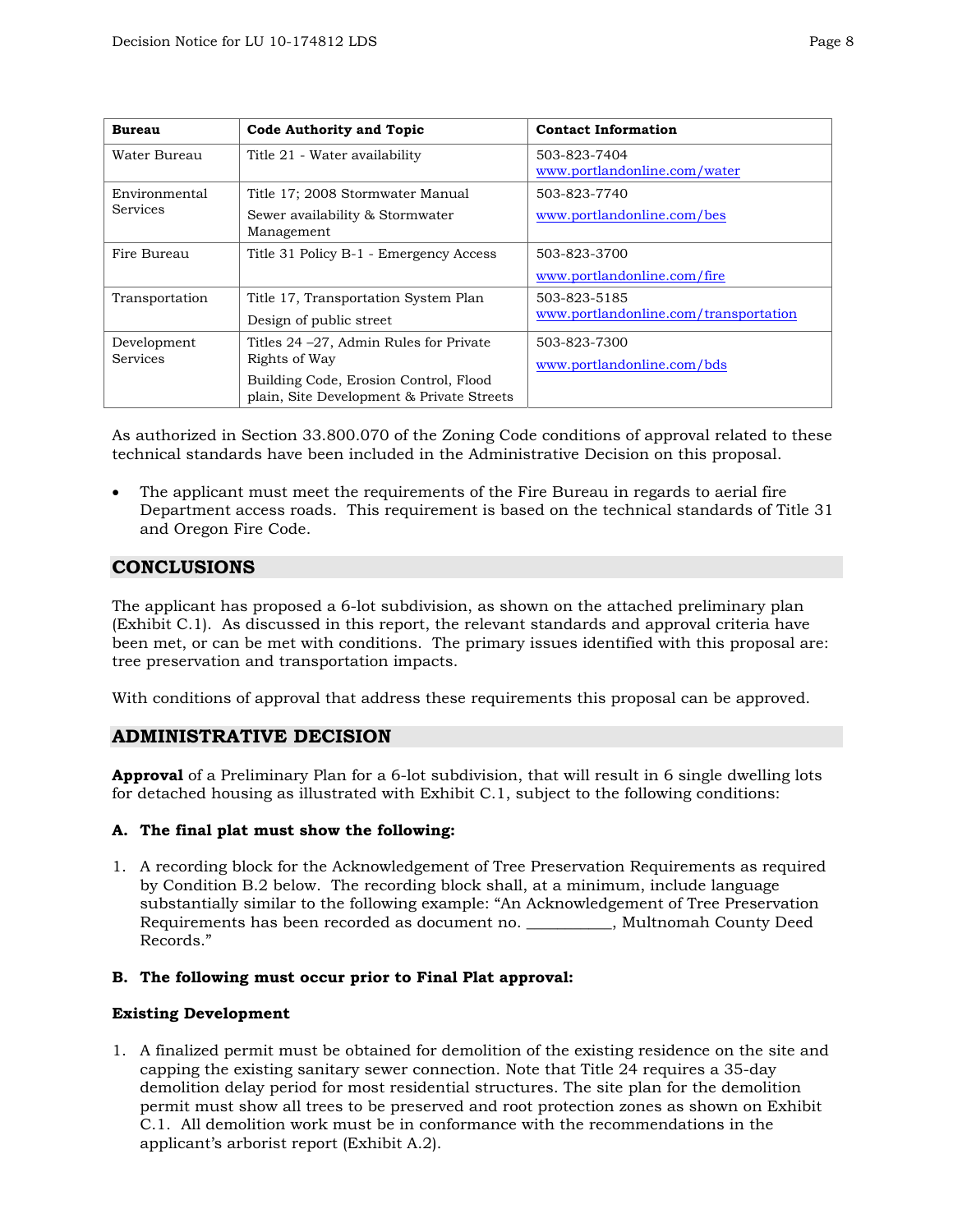| Bureau | Code Authority and Topic | Contact Information |
|---|---|---|
| Water Bureau | Title 21 - Water availability | 503-823-7404 www.portlandonline.com/water |
| Environmental Services | Title 17; 2008 Stormwater Manual<br>Sewer availability & Stormwater Management | 503-823-7740<br>www.portlandonline.com/bes |
| Fire Bureau | Title 31 Policy B-1 - Emergency Access | 503-823-3700<br>www.portlandonline.com/fire |
| Transportation | Title 17, Transportation System Plan<br>Design of public street | 503-823-5185 www.portlandonline.com/transportation |
| Development Services | Titles 24 –27, Admin Rules for Private Rights of Way<br>Building Code, Erosion Control, Flood plain, Site Development & Private Streets | 503-823-7300<br>www.portlandonline.com/bds |

As authorized in Section 33.800.070 of the Zoning Code conditions of approval related to these technical standards have been included in the Administrative Decision on this proposal.

- The applicant must meet the requirements of the Fire Bureau in regards to aerial fire Department access roads. This requirement is based on the technical standards of Title 31 and Oregon Fire Code.

## CONCLUSIONS

The applicant has proposed a 6-lot subdivision, as shown on the attached preliminary plan (Exhibit C.1). As discussed in this report, the relevant standards and approval criteria have been met, or can be met with conditions. The primary issues identified with this proposal are: tree preservation and transportation impacts.

With conditions of approval that address these requirements this proposal can be approved.

## ADMINISTRATIVE DECISION

**Approval** of a Preliminary Plan for a 6-lot subdivision, that will result in 6 single dwelling lots for detached housing as illustrated with Exhibit C.1, subject to the following conditions:

**A. The final plat must show the following:**

1. A recording block for the Acknowledgement of Tree Preservation Requirements as required by Condition B.2 below. The recording block shall, at a minimum, include language substantially similar to the following example: "An Acknowledgement of Tree Preservation Requirements has been recorded as document no. __________, Multnomah County Deed Records."

**B. The following must occur prior to Final Plat approval:**

**Existing Development**

1. A finalized permit must be obtained for demolition of the existing residence on the site and capping the existing sanitary sewer connection. Note that Title 24 requires a 35-day demolition delay period for most residential structures. The site plan for the demolition permit must show all trees to be preserved and root protection zones as shown on Exhibit C.1. All demolition work must be in conformance with the recommendations in the applicant's arborist report (Exhibit A.2).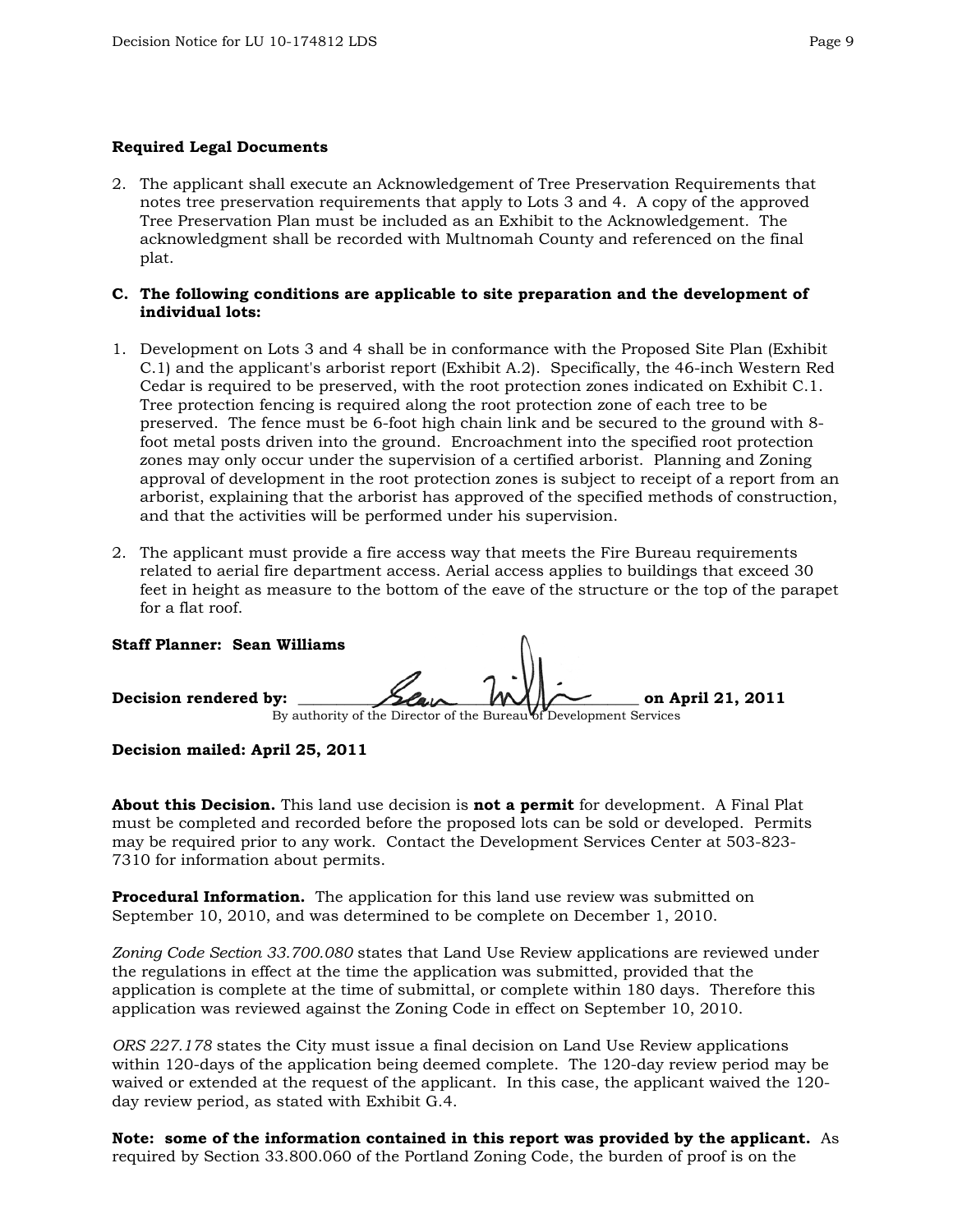**Required Legal Documents**

2. The applicant shall execute an Acknowledgement of Tree Preservation Requirements that notes tree preservation requirements that apply to Lots 3 and 4. A copy of the approved Tree Preservation Plan must be included as an Exhibit to the Acknowledgement. The acknowledgment shall be recorded with Multnomah County and referenced on the final plat.

**C. The following conditions are applicable to site preparation and the development of individual lots:**

1. Development on Lots 3 and 4 shall be in conformance with the Proposed Site Plan (Exhibit C.1) and the applicant's arborist report (Exhibit A.2). Specifically, the 46-inch Western Red Cedar is required to be preserved, with the root protection zones indicated on Exhibit C.1. Tree protection fencing is required along the root protection zone of each tree to be preserved. The fence must be 6-foot high chain link and be secured to the ground with 8-foot metal posts driven into the ground. Encroachment into the specified root protection zones may only occur under the supervision of a certified arborist. Planning and Zoning approval of development in the root protection zones is subject to receipt of a report from an arborist, explaining that the arborist has approved of the specified methods of construction, and that the activities will be performed under his supervision.

2. The applicant must provide a fire access way that meets the Fire Bureau requirements related to aerial fire department access. Aerial access applies to buildings that exceed 30 feet in height as measure to the bottom of the eave of the structure or the top of the parapet for a flat roof.

**Staff Planner: Sean Williams**

**Decision rendered by:** ______________________________ **on April 21, 2011**

By authority of the Director of the Bureau of Development Services

**Decision mailed: April 25, 2011**

**About this Decision.** This land use decision is **not a permit** for development. A Final Plat must be completed and recorded before the proposed lots can be sold or developed. Permits may be required prior to any work. Contact the Development Services Center at 503-823-7310 for information about permits.

**Procedural Information.** The application for this land use review was submitted on September 10, 2010, and was determined to be complete on December 1, 2010.

*Zoning Code Section 33.700.080* states that Land Use Review applications are reviewed under the regulations in effect at the time the application was submitted, provided that the application is complete at the time of submittal, or complete within 180 days. Therefore this application was reviewed against the Zoning Code in effect on September 10, 2010.

*ORS 227.178* states the City must issue a final decision on Land Use Review applications within 120-days of the application being deemed complete. The 120-day review period may be waived or extended at the request of the applicant. In this case, the applicant waived the 120-day review period, as stated with Exhibit G.4.

**Note: some of the information contained in this report was provided by the applicant.** As required by Section 33.800.060 of the Portland Zoning Code, the burden of proof is on the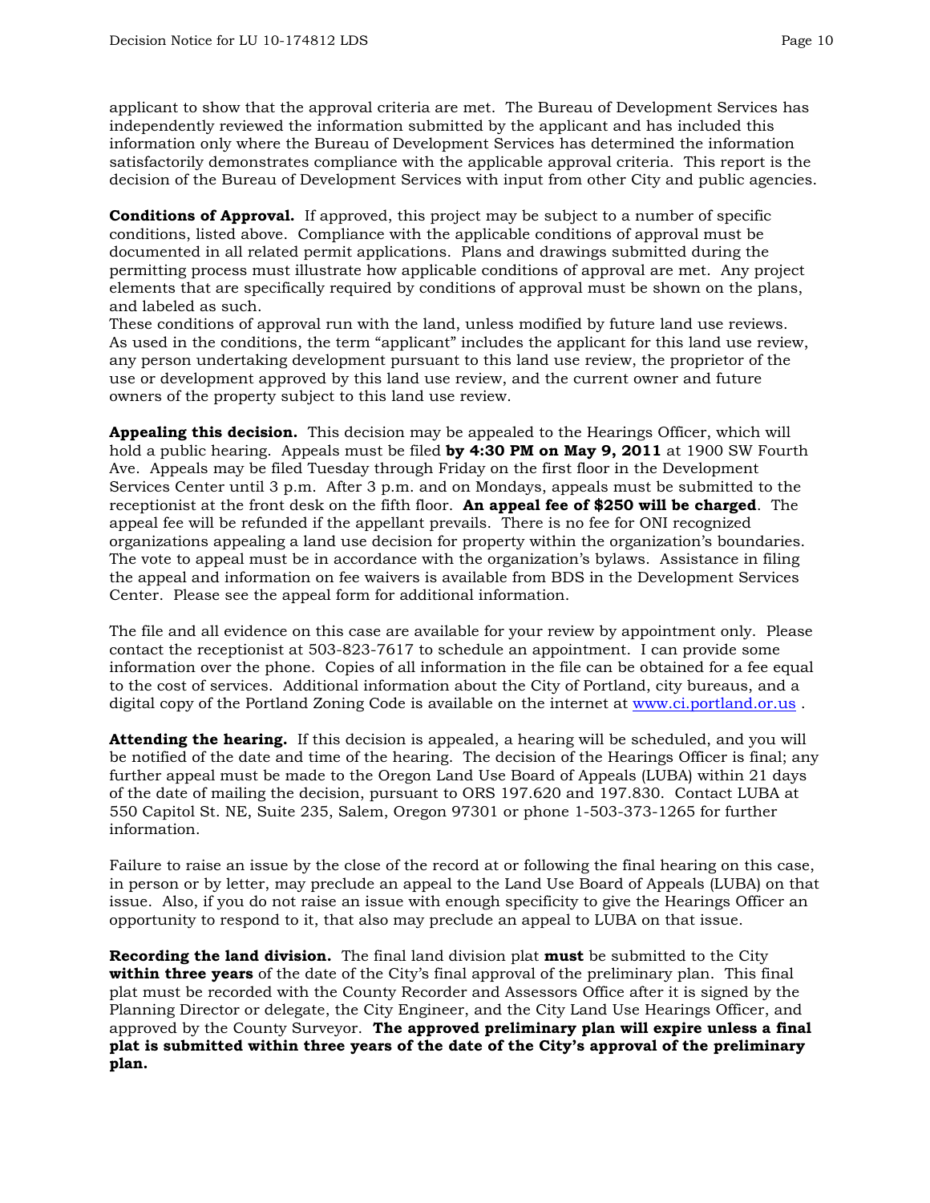applicant to show that the approval criteria are met. The Bureau of Development Services has independently reviewed the information submitted by the applicant and has included this information only where the Bureau of Development Services has determined the information satisfactorily demonstrates compliance with the applicable approval criteria. This report is the decision of the Bureau of Development Services with input from other City and public agencies.

**Conditions of Approval.** If approved, this project may be subject to a number of specific conditions, listed above. Compliance with the applicable conditions of approval must be documented in all related permit applications. Plans and drawings submitted during the permitting process must illustrate how applicable conditions of approval are met. Any project elements that are specifically required by conditions of approval must be shown on the plans, and labeled as such.
These conditions of approval run with the land, unless modified by future land use reviews. As used in the conditions, the term "applicant" includes the applicant for this land use review, any person undertaking development pursuant to this land use review, the proprietor of the use or development approved by this land use review, and the current owner and future owners of the property subject to this land use review.

**Appealing this decision.** This decision may be appealed to the Hearings Officer, which will hold a public hearing. Appeals must be filed **by 4:30 PM on May 9, 2011** at 1900 SW Fourth Ave. Appeals may be filed Tuesday through Friday on the first floor in the Development Services Center until 3 p.m. After 3 p.m. and on Mondays, appeals must be submitted to the receptionist at the front desk on the fifth floor. **An appeal fee of $250 will be charged**. The appeal fee will be refunded if the appellant prevails. There is no fee for ONI recognized organizations appealing a land use decision for property within the organization's boundaries. The vote to appeal must be in accordance with the organization's bylaws. Assistance in filing the appeal and information on fee waivers is available from BDS in the Development Services Center. Please see the appeal form for additional information.

The file and all evidence on this case are available for your review by appointment only. Please contact the receptionist at 503-823-7617 to schedule an appointment. I can provide some information over the phone. Copies of all information in the file can be obtained for a fee equal to the cost of services. Additional information about the City of Portland, city bureaus, and a digital copy of the Portland Zoning Code is available on the internet at [www.ci.portland.or.us](http://www.ci.portland.or.us) .

**Attending the hearing.** If this decision is appealed, a hearing will be scheduled, and you will be notified of the date and time of the hearing. The decision of the Hearings Officer is final; any further appeal must be made to the Oregon Land Use Board of Appeals (LUBA) within 21 days of the date of mailing the decision, pursuant to ORS 197.620 and 197.830. Contact LUBA at 550 Capitol St. NE, Suite 235, Salem, Oregon 97301 or phone 1-503-373-1265 for further information.

Failure to raise an issue by the close of the record at or following the final hearing on this case, in person or by letter, may preclude an appeal to the Land Use Board of Appeals (LUBA) on that issue. Also, if you do not raise an issue with enough specificity to give the Hearings Officer an opportunity to respond to it, that also may preclude an appeal to LUBA on that issue.

**Recording the land division.** The final land division plat **must** be submitted to the City **within three years** of the date of the City's final approval of the preliminary plan. This final plat must be recorded with the County Recorder and Assessors Office after it is signed by the Planning Director or delegate, the City Engineer, and the City Land Use Hearings Officer, and approved by the County Surveyor. **The approved preliminary plan will expire unless a final plat is submitted within three years of the date of the City's approval of the preliminary plan.**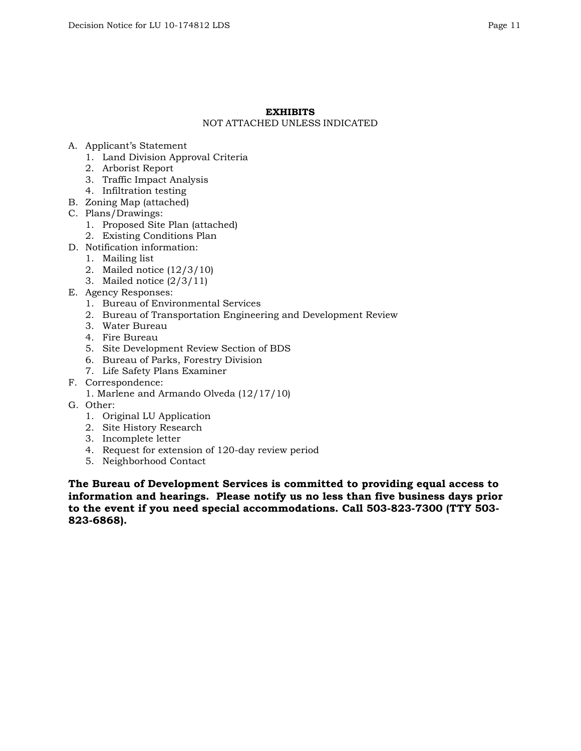## EXHIBITS

NOT ATTACHED UNLESS INDICATED

A. Applicant's Statement
   1. Land Division Approval Criteria
   2. Arborist Report
   3. Traffic Impact Analysis
   4. Infiltration testing
B. Zoning Map (attached)
C. Plans/Drawings:
   1. Proposed Site Plan (attached)
   2. Existing Conditions Plan
D. Notification information:
   1. Mailing list
   2. Mailed notice (12/3/10)
   3. Mailed notice (2/3/11)
E. Agency Responses:
   1. Bureau of Environmental Services
   2. Bureau of Transportation Engineering and Development Review
   3. Water Bureau
   4. Fire Bureau
   5. Site Development Review Section of BDS
   6. Bureau of Parks, Forestry Division
   7. Life Safety Plans Examiner
F. Correspondence:
   1. Marlene and Armando Olveda (12/17/10)
G. Other:
   1. Original LU Application
   2. Site History Research
   3. Incomplete letter
   4. Request for extension of 120-day review period
   5. Neighborhood Contact

**The Bureau of Development Services is committed to providing equal access to information and hearings. Please notify us no less than five business days prior to the event if you need special accommodations. Call 503-823-7300 (TTY 503-823-6868).**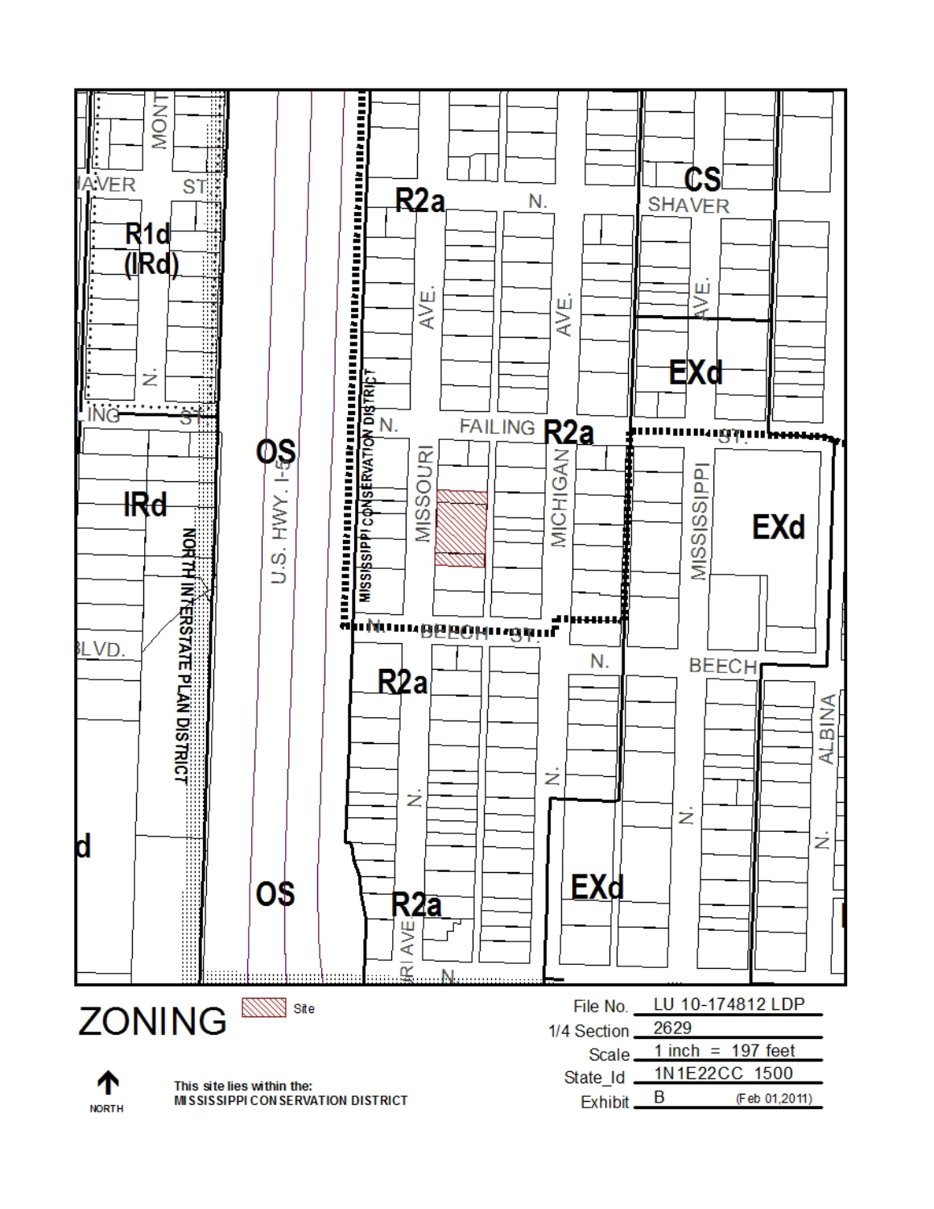# ZONING

Site

NORTH

This site lies within the:
MISSISSIPPI CONSERVATION DISTRICT

File No. LU 10-174812 LDP

1/4 Section 2629

Scale 1 inch = 197 feet

State_Id 1N1E22CC 1500

Exhibit B (Feb 01,2011)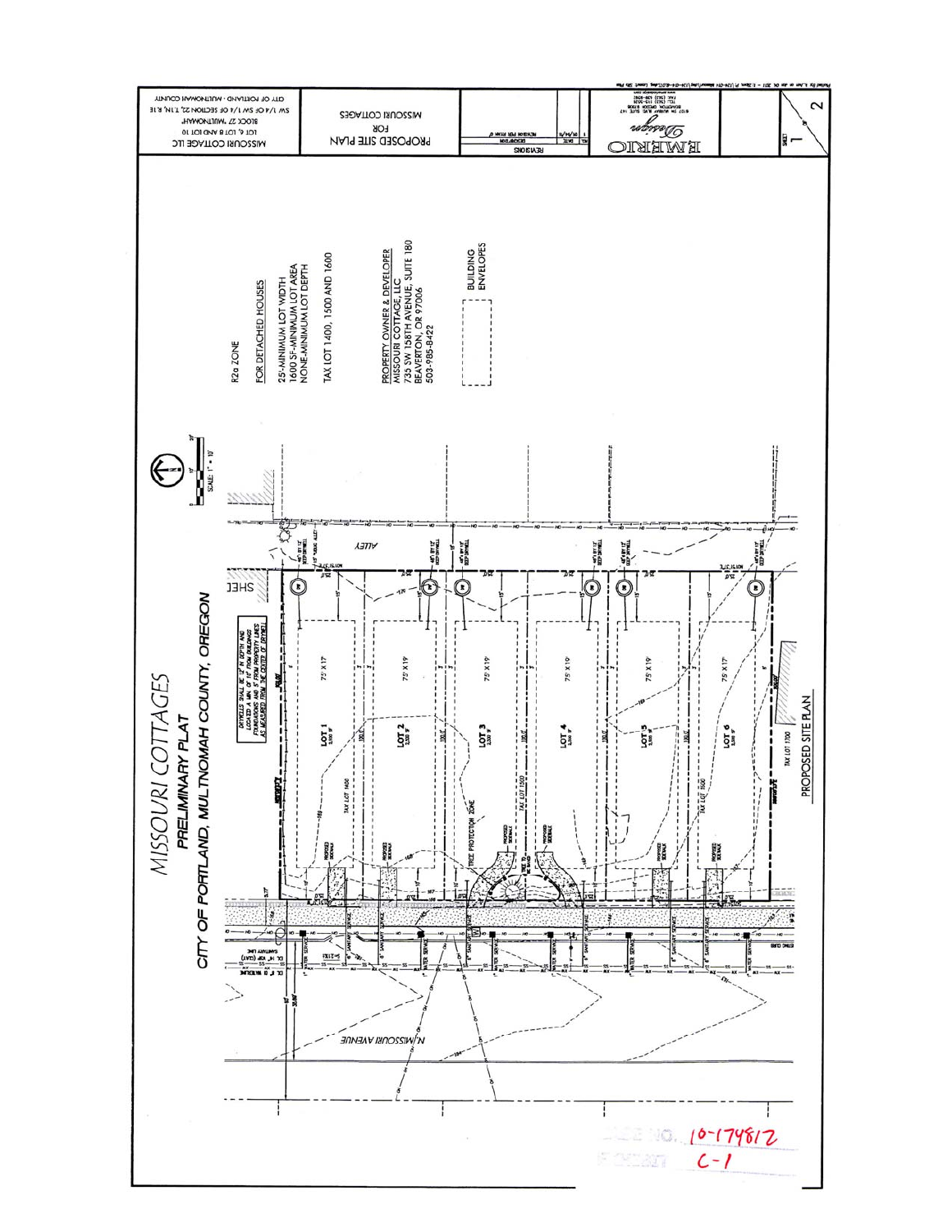# MISSOURI COTTAGES

## PRELIMINARY PLAT

### CITY OF PORTLAND, MULTNOMAH COUNTY, OREGON

SCALE: 1" = 10'

R2a ZONE

FOR DETACHED HOUSES

25'-MINIMUM LOT WIDTH
1600 SF-MINIMUM LOT AREA
NONE-MINIMUM LOT DEPTH

TAX LOT 1400, 1500 AND 1600

PROPERTY OWNER & DEVELOPER
MISSOURI COTTAGE, LLC
735 SW 158TH AVENUE, SUITE 180
BEAVERTON, OR 97006
503-985-8422

BUILDING ENVELOPES

DRYWELLS SHALL BE 12' IN DEPTH AND LOCATED A MIN. OF 10' FROM BUILDINGS FOUNDATIONS AND 5' FROM PROPERTY LINES AS MEASURED FROM THE CENTER OF DRYWELL

ALLEY

LOT 1
LOT 2
LOT 3
LOT 4
LOT 5
LOT 6

75' X 17'
75' X 19'
75' X 19'
75' X 19'
75' X 19'
75' X 17'

TAX LOT 1400
TAX LOT 1500
TAX LOT 1600
TAX LOT 1700

TREE PROTECTION ZONE

PROPOSED SIDEWALK

WATER SERVICE
6" SANITARY SERVICE

N. MISSOURI AVENUE

PROPOSED SITE PLAN

MISSOURI COTTAGE LLC
LOT 6, LOT 8 AND LOT 10
BLOCK 27 "MULTNOMAH"
SW 1/4 OF SW 1/4 OF SECTION 22, T.1N, R.1E
CITY OF PORTLAND · MULTNOMAH COUNTY

PROPOSED SITE PLAN
FOR
MISSOURI COTTAGES

REVISIONS

EMERIO Design

SHEET 1 of 2

CASE NO. 10-174812
EXHIBIT C-1